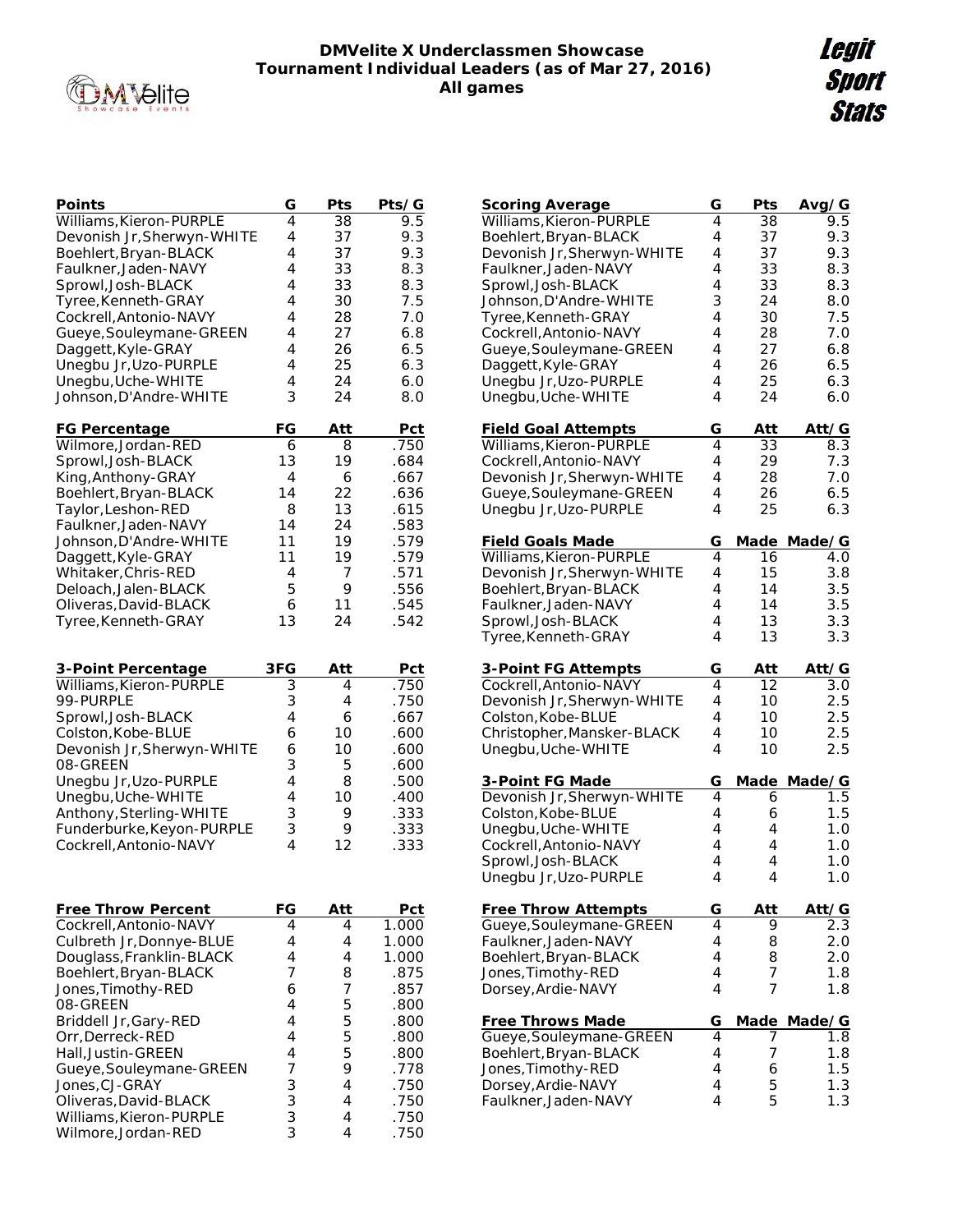# DMVelite X Underclassmen Showcase
## Tournament Individual Leaders (as of Mar 27, 2016)
### All games

Legit Sport Stats

| Points | G | Pts | Pts/G |
|---|---|---|---|
| Williams,Kieron-PURPLE | 4 | 38 | 9.5 |
| Devonish Jr,Sherwyn-WHITE | 4 | 37 | 9.3 |
| Boehlert,Bryan-BLACK | 4 | 37 | 9.3 |
| Faulkner,Jaden-NAVY | 4 | 33 | 8.3 |
| Sprowl,Josh-BLACK | 4 | 33 | 8.3 |
| Tyree,Kenneth-GRAY | 4 | 30 | 7.5 |
| Cockrell,Antonio-NAVY | 4 | 28 | 7.0 |
| Gueye,Souleymane-GREEN | 4 | 27 | 6.8 |
| Daggett,Kyle-GRAY | 4 | 26 | 6.5 |
| Unegbu Jr,Uzo-PURPLE | 4 | 25 | 6.3 |
| Unegbu,Uche-WHITE | 4 | 24 | 6.0 |
| Johnson,D'Andre-WHITE | 3 | 24 | 8.0 |

| FG Percentage | FG | Att | Pct |
|---|---|---|---|
| Wilmore,Jordan-RED | 6 | 8 | .750 |
| Sprowl,Josh-BLACK | 13 | 19 | .684 |
| King,Anthony-GRAY | 4 | 6 | .667 |
| Boehlert,Bryan-BLACK | 14 | 22 | .636 |
| Taylor,Leshon-RED | 8 | 13 | .615 |
| Faulkner,Jaden-NAVY | 14 | 24 | .583 |
| Johnson,D'Andre-WHITE | 11 | 19 | .579 |
| Daggett,Kyle-GRAY | 11 | 19 | .579 |
| Whitaker,Chris-RED | 4 | 7 | .571 |
| Deloach,Jalen-BLACK | 5 | 9 | .556 |
| Oliveras,David-BLACK | 6 | 11 | .545 |
| Tyree,Kenneth-GRAY | 13 | 24 | .542 |

| 3-Point Percentage | 3FG | Att | Pct |
|---|---|---|---|
| Williams,Kieron-PURPLE | 3 | 4 | .750 |
| 99-PURPLE | 3 | 4 | .750 |
| Sprowl,Josh-BLACK | 4 | 6 | .667 |
| Colston,Kobe-BLUE | 6 | 10 | .600 |
| Devonish Jr,Sherwyn-WHITE | 6 | 10 | .600 |
| 08-GREEN | 3 | 5 | .600 |
| Unegbu Jr,Uzo-PURPLE | 4 | 8 | .500 |
| Unegbu,Uche-WHITE | 4 | 10 | .400 |
| Anthony,Sterling-WHITE | 3 | 9 | .333 |
| Funderburke,Keyon-PURPLE | 3 | 9 | .333 |
| Cockrell,Antonio-NAVY | 4 | 12 | .333 |

| Free Throw Percent | FG | Att | Pct |
|---|---|---|---|
| Cockrell,Antonio-NAVY | 4 | 4 | 1.000 |
| Culbreth Jr,Donnye-BLUE | 4 | 4 | 1.000 |
| Douglass,Franklin-BLACK | 4 | 4 | 1.000 |
| Boehlert,Bryan-BLACK | 7 | 8 | .875 |
| Jones,Timothy-RED | 6 | 7 | .857 |
| 08-GREEN | 4 | 5 | .800 |
| Briddell Jr,Gary-RED | 4 | 5 | .800 |
| Orr,Derreck-RED | 4 | 5 | .800 |
| Hall,Justin-GREEN | 4 | 5 | .800 |
| Gueye,Souleymane-GREEN | 7 | 9 | .778 |
| Jones,CJ-GRAY | 3 | 4 | .750 |
| Oliveras,David-BLACK | 3 | 4 | .750 |
| Williams,Kieron-PURPLE | 3 | 4 | .750 |
| Wilmore,Jordan-RED | 3 | 4 | .750 |

| Scoring Average | G | Pts | Avg/G |
|---|---|---|---|
| Williams,Kieron-PURPLE | 4 | 38 | 9.5 |
| Boehlert,Bryan-BLACK | 4 | 37 | 9.3 |
| Devonish Jr,Sherwyn-WHITE | 4 | 37 | 9.3 |
| Faulkner,Jaden-NAVY | 4 | 33 | 8.3 |
| Sprowl,Josh-BLACK | 4 | 33 | 8.3 |
| Johnson,D'Andre-WHITE | 3 | 24 | 8.0 |
| Tyree,Kenneth-GRAY | 4 | 30 | 7.5 |
| Cockrell,Antonio-NAVY | 4 | 28 | 7.0 |
| Gueye,Souleymane-GREEN | 4 | 27 | 6.8 |
| Daggett,Kyle-GRAY | 4 | 26 | 6.5 |
| Unegbu Jr,Uzo-PURPLE | 4 | 25 | 6.3 |
| Unegbu,Uche-WHITE | 4 | 24 | 6.0 |

| Field Goal Attempts | G | Att | Att/G |
|---|---|---|---|
| Williams,Kieron-PURPLE | 4 | 33 | 8.3 |
| Cockrell,Antonio-NAVY | 4 | 29 | 7.3 |
| Devonish Jr,Sherwyn-WHITE | 4 | 28 | 7.0 |
| Gueye,Souleymane-GREEN | 4 | 26 | 6.5 |
| Unegbu Jr,Uzo-PURPLE | 4 | 25 | 6.3 |

| Field Goals Made | G | Made | Made/G |
|---|---|---|---|
| Williams,Kieron-PURPLE | 4 | 16 | 4.0 |
| Devonish Jr,Sherwyn-WHITE | 4 | 15 | 3.8 |
| Boehlert,Bryan-BLACK | 4 | 14 | 3.5 |
| Faulkner,Jaden-NAVY | 4 | 14 | 3.5 |
| Sprowl,Josh-BLACK | 4 | 13 | 3.3 |
| Tyree,Kenneth-GRAY | 4 | 13 | 3.3 |

| 3-Point FG Attempts | G | Att | Att/G |
|---|---|---|---|
| Cockrell,Antonio-NAVY | 4 | 12 | 3.0 |
| Devonish Jr,Sherwyn-WHITE | 4 | 10 | 2.5 |
| Colston,Kobe-BLUE | 4 | 10 | 2.5 |
| Christopher,Mansker-BLACK | 4 | 10 | 2.5 |
| Unegbu,Uche-WHITE | 4 | 10 | 2.5 |

| 3-Point FG Made | G | Made | Made/G |
|---|---|---|---|
| Devonish Jr,Sherwyn-WHITE | 4 | 6 | 1.5 |
| Colston,Kobe-BLUE | 4 | 6 | 1.5 |
| Unegbu,Uche-WHITE | 4 | 4 | 1.0 |
| Cockrell,Antonio-NAVY | 4 | 4 | 1.0 |
| Sprowl,Josh-BLACK | 4 | 4 | 1.0 |
| Unegbu Jr,Uzo-PURPLE | 4 | 4 | 1.0 |

| Free Throw Attempts | G | Att | Att/G |
|---|---|---|---|
| Gueye,Souleymane-GREEN | 4 | 9 | 2.3 |
| Faulkner,Jaden-NAVY | 4 | 8 | 2.0 |
| Boehlert,Bryan-BLACK | 4 | 8 | 2.0 |
| Jones,Timothy-RED | 4 | 7 | 1.8 |
| Dorsey,Ardie-NAVY | 4 | 7 | 1.8 |

| Free Throws Made | G | Made | Made/G |
|---|---|---|---|
| Gueye,Souleymane-GREEN | 4 | 7 | 1.8 |
| Boehlert,Bryan-BLACK | 4 | 7 | 1.8 |
| Jones,Timothy-RED | 4 | 6 | 1.5 |
| Dorsey,Ardie-NAVY | 4 | 5 | 1.3 |
| Faulkner,Jaden-NAVY | 4 | 5 | 1.3 |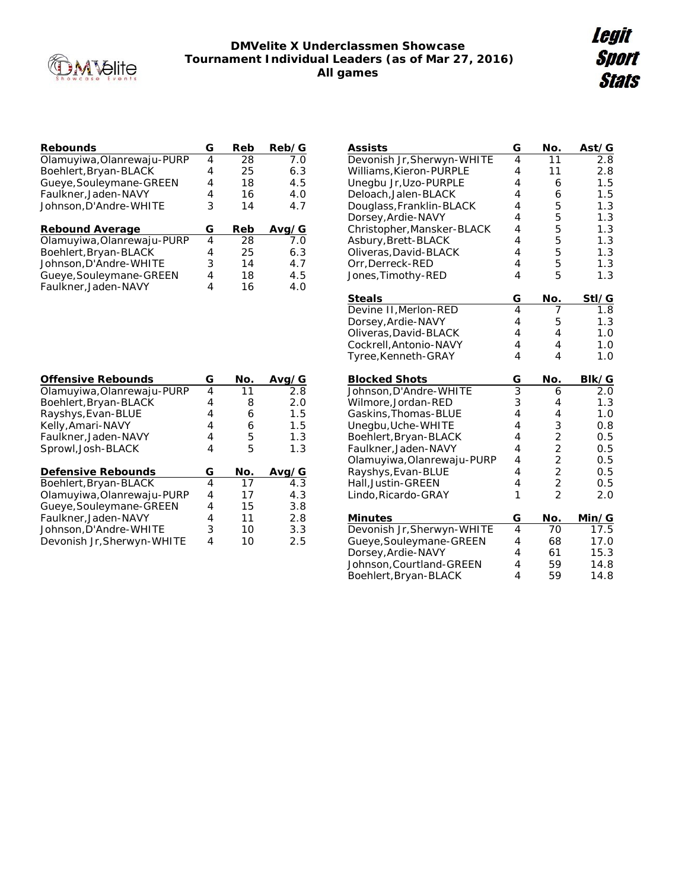**DMVelite X Underclassmen Showcase**
**Tournament Individual Leaders (as of Mar 27, 2016)**
**All games**

Legit Sport Stats

| Rebounds | G | Reb | Reb/G |
|---|---|---|---|
| Olamuyiwa,Olanrewaju-PURP | 4 | 28 | 7.0 |
| Boehlert,Bryan-BLACK | 4 | 25 | 6.3 |
| Gueye,Souleymane-GREEN | 4 | 18 | 4.5 |
| Faulkner,Jaden-NAVY | 4 | 16 | 4.0 |
| Johnson,D'Andre-WHITE | 3 | 14 | 4.7 |

| Rebound Average | G | Reb | Avg/G |
|---|---|---|---|
| Olamuyiwa,Olanrewaju-PURP | 4 | 28 | 7.0 |
| Boehlert,Bryan-BLACK | 4 | 25 | 6.3 |
| Johnson,D'Andre-WHITE | 3 | 14 | 4.7 |
| Gueye,Souleymane-GREEN | 4 | 18 | 4.5 |
| Faulkner,Jaden-NAVY | 4 | 16 | 4.0 |

| Offensive Rebounds | G | No. | Avg/G |
|---|---|---|---|
| Olamuyiwa,Olanrewaju-PURP | 4 | 11 | 2.8 |
| Boehlert,Bryan-BLACK | 4 | 8 | 2.0 |
| Rayshys,Evan-BLUE | 4 | 6 | 1.5 |
| Kelly,Amari-NAVY | 4 | 6 | 1.5 |
| Faulkner,Jaden-NAVY | 4 | 5 | 1.3 |
| Sprowl,Josh-BLACK | 4 | 5 | 1.3 |

| Defensive Rebounds | G | No. | Avg/G |
|---|---|---|---|
| Boehlert,Bryan-BLACK | 4 | 17 | 4.3 |
| Olamuyiwa,Olanrewaju-PURP | 4 | 17 | 4.3 |
| Gueye,Souleymane-GREEN | 4 | 15 | 3.8 |
| Faulkner,Jaden-NAVY | 4 | 11 | 2.8 |
| Johnson,D'Andre-WHITE | 3 | 10 | 3.3 |
| Devonish Jr,Sherwyn-WHITE | 4 | 10 | 2.5 |

| Assists | G | No. | Ast/G |
|---|---|---|---|
| Devonish Jr,Sherwyn-WHITE | 4 | 11 | 2.8 |
| Williams,Kieron-PURPLE | 4 | 11 | 2.8 |
| Unegbu Jr,Uzo-PURPLE | 4 | 6 | 1.5 |
| Deloach,Jalen-BLACK | 4 | 6 | 1.5 |
| Douglass,Franklin-BLACK | 4 | 5 | 1.3 |
| Dorsey,Ardie-NAVY | 4 | 5 | 1.3 |
| Christopher,Mansker-BLACK | 4 | 5 | 1.3 |
| Asbury,Brett-BLACK | 4 | 5 | 1.3 |
| Oliveras,David-BLACK | 4 | 5 | 1.3 |
| Orr,Derreck-RED | 4 | 5 | 1.3 |
| Jones,Timothy-RED | 4 | 5 | 1.3 |

| Steals | G | No. | Stl/G |
|---|---|---|---|
| Devine II,Merlon-RED | 4 | 7 | 1.8 |
| Dorsey,Ardie-NAVY | 4 | 5 | 1.3 |
| Oliveras,David-BLACK | 4 | 4 | 1.0 |
| Cockrell,Antonio-NAVY | 4 | 4 | 1.0 |
| Tyree,Kenneth-GRAY | 4 | 4 | 1.0 |

| Blocked Shots | G | No. | Blk/G |
|---|---|---|---|
| Johnson,D'Andre-WHITE | 3 | 6 | 2.0 |
| Wilmore,Jordan-RED | 3 | 4 | 1.3 |
| Gaskins,Thomas-BLUE | 4 | 4 | 1.0 |
| Unegbu,Uche-WHITE | 4 | 3 | 0.8 |
| Boehlert,Bryan-BLACK | 4 | 2 | 0.5 |
| Faulkner,Jaden-NAVY | 4 | 2 | 0.5 |
| Olamuyiwa,Olanrewaju-PURP | 4 | 2 | 0.5 |
| Rayshys,Evan-BLUE | 4 | 2 | 0.5 |
| Hall,Justin-GREEN | 4 | 2 | 0.5 |
| Lindo,Ricardo-GRAY | 1 | 2 | 2.0 |

| Minutes | G | No. | Min/G |
|---|---|---|---|
| Devonish Jr,Sherwyn-WHITE | 4 | 70 | 17.5 |
| Gueye,Souleymane-GREEN | 4 | 68 | 17.0 |
| Dorsey,Ardie-NAVY | 4 | 61 | 15.3 |
| Johnson,Courtland-GREEN | 4 | 59 | 14.8 |
| Boehlert,Bryan-BLACK | 4 | 59 | 14.8 |